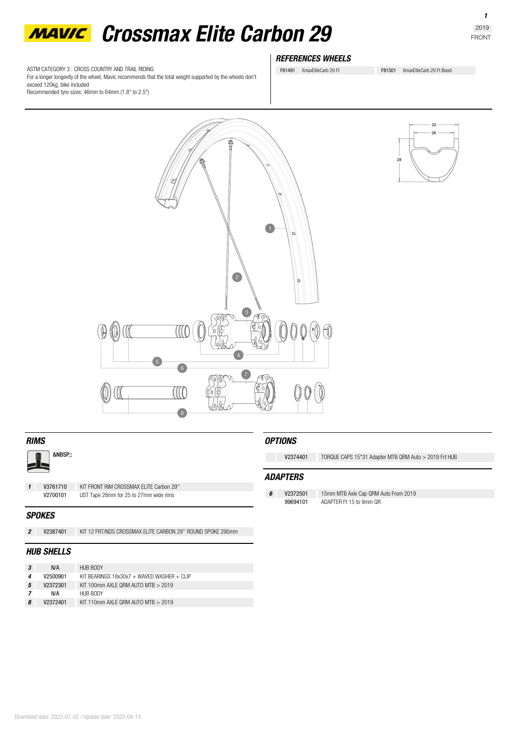# MAVIC Crossmax Elite Carbon 29

2019
FRONT

ASTM CATEGORY 3 : CROSS COUNTRY AND TRAIL RIDING
For a longer longevity of the wheel, Mavic recommends that the total weight supported by the wheels don't exceed 120kg, bike included
Recommended tyre sizes: 46mm to 64mm (1.8" to 2.5")

## REFERENCES WHEELS

| | | | |
|---|---|---|---|
| F81491 | XmaxEliteCarb 29 Ft | F81501 | XmaxEliteCarb 29 Ft Boost |

32
26
28

1
2
3
4
5
6
7
8

## RIMS

&NBSP;:

| | | |
|---|---|---|
| 1 | V3761710 | KIT FRONT RIM CROSSMAX ELITE Carbon 29'' |
| | V2700101 | UST Tape 28mm for 25 to 27mm wide rims |

## SPOKES

| | | |
|---|---|---|
| 2 | V2387401 | KIT 12 FRT/NDS CROSSMAX ELITE CARBON 29'' ROUND SPOKE 290mm |

## HUB SHELLS

| | | |
|---|---|---|
| 3 | N/A | HUB BODY |
| 4 | V2500901 | KIT BEARINGS 18x30x7 + WAVED WASHER + CLIP |
| 5 | V2372301 | KIT 100mm AXLE QRM AUTO MTB > 2019 |
| 7 | N/A | HUB BODY |
| 8 | V2372401 | KIT 110mm AXLE QRM AUTO MTB > 2019 |

## OPTIONS

| | | |
|---|---|---|
| | V2374401 | TORQUE CAPS 15*31 Adapter MTB QRM Auto > 2019 Frt HUB |

## ADAPTERS

| | | |
|---|---|---|
| 6 | V2372501 | 15mm MTB Axle Cap QRM Auto From 2019 |
| | 99694101 | ADAPTER Ft 15 to 9mm QR |

Download date: 2022-07-02 / Update date: 2022-04-14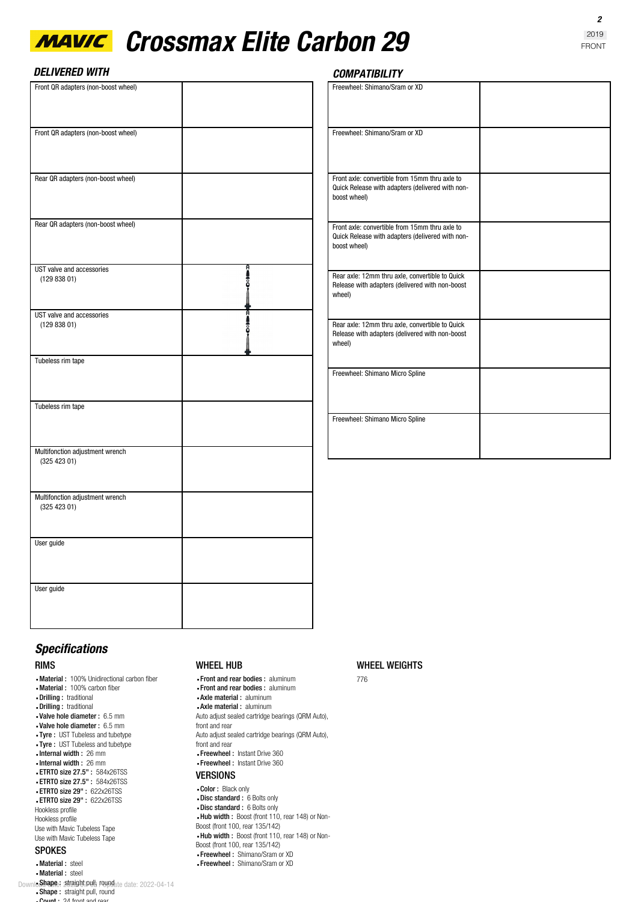# MAVIC Crossmax Elite Carbon 29

2019
FRONT

### DELIVERED WITH

| | |
|---|---|
| Front QR adapters (non-boost wheel) | |
| Front QR adapters (non-boost wheel) | |
| Rear QR adapters (non-boost wheel) | |
| Rear QR adapters (non-boost wheel) | |
| UST valve and accessories (129 838 01) | |
| UST valve and accessories (129 838 01) | |
| Tubeless rim tape | |
| Tubeless rim tape | |
| Multifonction adjustment wrench (325 423 01) | |
| Multifonction adjustment wrench (325 423 01) | |
| User guide | |
| User guide | |

### COMPATIBILITY

| | |
|---|---|
| Freewheel: Shimano/Sram or XD | |
| Freewheel: Shimano/Sram or XD | |
| Front axle: convertible from 15mm thru axle to Quick Release with adapters (delivered with non-boost wheel) | |
| Front axle: convertible from 15mm thru axle to Quick Release with adapters (delivered with non-boost wheel) | |
| Rear axle: 12mm thru axle, convertible to Quick Release with adapters (delivered with non-boost wheel) | |
| Rear axle: 12mm thru axle, convertible to Quick Release with adapters (delivered with non-boost wheel) | |
| Freewheel: Shimano Micro Spline | |
| Freewheel: Shimano Micro Spline | |

## Specifications

### RIMS

- **Material :** 100% Unidirectional carbon fiber
- **Material :** 100% carbon fiber
- **Drilling :** traditional
- **Drilling :** traditional
- **Valve hole diameter :** 6.5 mm
- **Valve hole diameter :** 6.5 mm
- **Tyre :** UST Tubeless and tubetype
- **Tyre :** UST Tubeless and tubetype
- **Internal width :** 26 mm
- **Internal width :** 26 mm
- **ETRTO size 27.5" :** 584x26TSS
- **ETRTO size 27.5" :** 584x26TSS
- **ETRTO size 29" :** 622x26TSS
- **ETRTO size 29" :** 622x26TSS

Hookless profile
Hookless profile
Use with Mavic Tubeless Tape
Use with Mavic Tubeless Tape

### SPOKES

- **Material :** steel
- **Material :** steel
- **Shape :** straight pull, round
- **Shape :** straight pull, round
- **Count :** 24 front and rear

### WHEEL HUB

- **Front and rear bodies :** aluminum
- **Front and rear bodies :** aluminum
- **Axle material :** aluminum
- **Axle material :** aluminum

Auto adjust sealed cartridge bearings (QRM Auto), front and rear
Auto adjust sealed cartridge bearings (QRM Auto), front and rear

- **Freewheel :** Instant Drive 360
- **Freewheel :** Instant Drive 360

### VERSIONS

- **Color :** Black only
- **Disc standard :** 6 Bolts only
- **Disc standard :** 6 Bolts only
- **Hub width :** Boost (front 110, rear 148) or Non-Boost (front 100, rear 135/142)
- **Hub width :** Boost (front 110, rear 148) or Non-Boost (front 100, rear 135/142)
- **Freewheel :** Shimano/Sram or XD
- **Freewheel :** Shimano/Sram or XD

### WHEEL WEIGHTS

776

Download ... update date: 2022-04-14